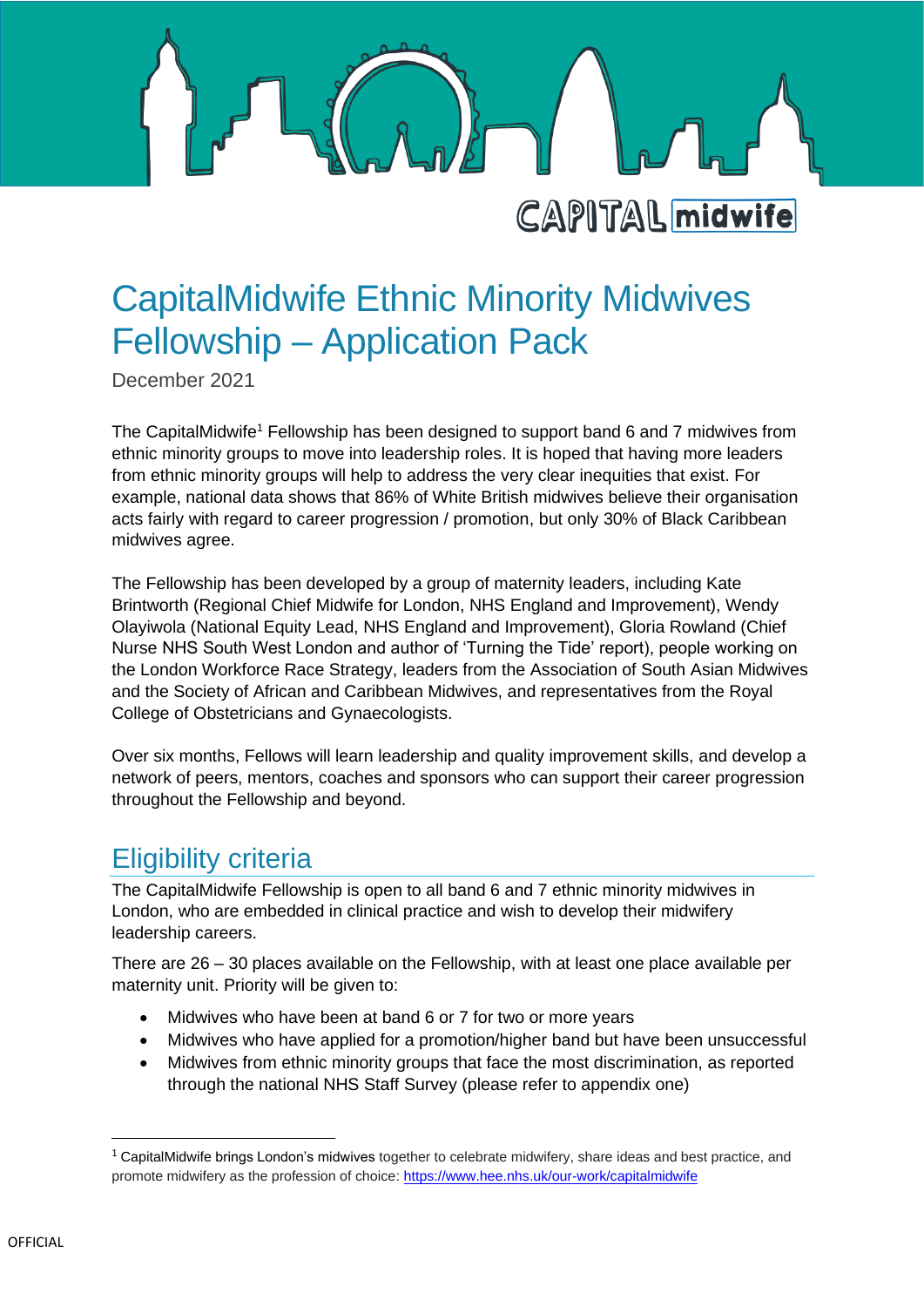# CapitalMidwife Ethnic Minority Midwives Fellowship – Application Pack

December 2021

The CapitalMidwife[1] Fellowship has been designed to support band 6 and 7 midwives from ethnic minority groups to move into leadership roles. It is hoped that having more leaders from ethnic minority groups will help to address the very clear inequities that exist. For example, national data shows that 86% of White British midwives believe their organisation acts fairly with regard to career progression / promotion, but only 30% of Black Caribbean midwives agree.

The Fellowship has been developed by a group of maternity leaders, including Kate Brintworth (Regional Chief Midwife for London, NHS England and Improvement), Wendy Olayiwola (National Equity Lead, NHS England and Improvement), Gloria Rowland (Chief Nurse NHS South West London and author of 'Turning the Tide' report), people working on the London Workforce Race Strategy, leaders from the Association of South Asian Midwives and the Society of African and Caribbean Midwives, and representatives from the Royal College of Obstetricians and Gynaecologists.

Over six months, Fellows will learn leadership and quality improvement skills, and develop a network of peers, mentors, coaches and sponsors who can support their career progression throughout the Fellowship and beyond.

## Eligibility criteria

The CapitalMidwife Fellowship is open to all band 6 and 7 ethnic minority midwives in London, who are embedded in clinical practice and wish to develop their midwifery leadership careers.

There are 26 – 30 places available on the Fellowship, with at least one place available per maternity unit. Priority will be given to:

- Midwives who have been at band 6 or 7 for two or more years
- Midwives who have applied for a promotion/higher band but have been unsuccessful
- Midwives from ethnic minority groups that face the most discrimination, as reported through the national NHS Staff Survey (please refer to appendix one)

[1] CapitalMidwife brings London's midwives together to celebrate midwifery, share ideas and best practice, and promote midwifery as the profession of choice: https://www.hee.nhs.uk/our-work/capitalmidwife

OFFICIAL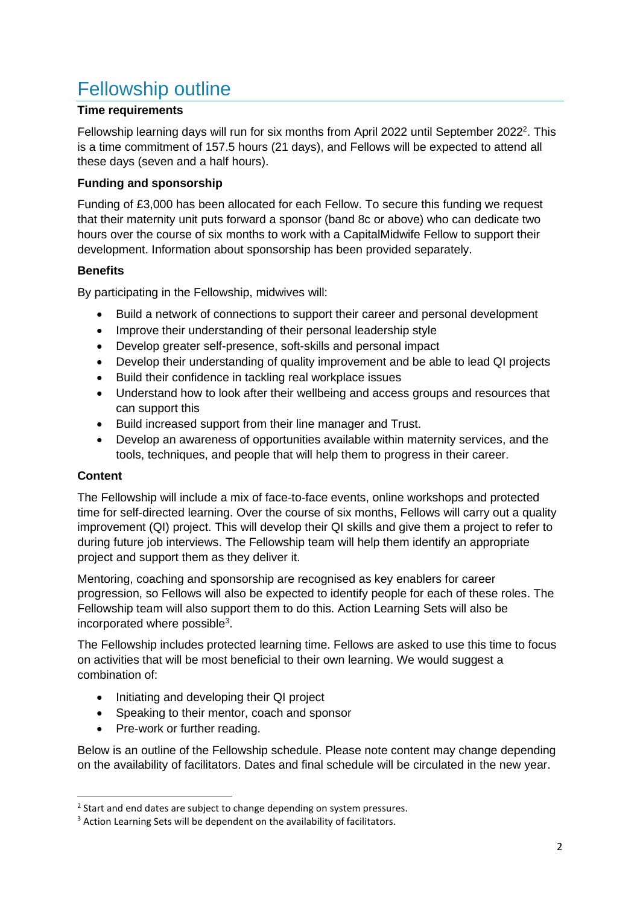# Fellowship outline

**Time requirements**

Fellowship learning days will run for six months from April 2022 until September 2022[2]. This is a time commitment of 157.5 hours (21 days), and Fellows will be expected to attend all these days (seven and a half hours).

**Funding and sponsorship**

Funding of £3,000 has been allocated for each Fellow. To secure this funding we request that their maternity unit puts forward a sponsor (band 8c or above) who can dedicate two hours over the course of six months to work with a CapitalMidwife Fellow to support their development. Information about sponsorship has been provided separately.

**Benefits**

By participating in the Fellowship, midwives will:

- Build a network of connections to support their career and personal development
- Improve their understanding of their personal leadership style
- Develop greater self-presence, soft-skills and personal impact
- Develop their understanding of quality improvement and be able to lead QI projects
- Build their confidence in tackling real workplace issues
- Understand how to look after their wellbeing and access groups and resources that can support this
- Build increased support from their line manager and Trust.
- Develop an awareness of opportunities available within maternity services, and the tools, techniques, and people that will help them to progress in their career.

**Content**

The Fellowship will include a mix of face-to-face events, online workshops and protected time for self-directed learning. Over the course of six months, Fellows will carry out a quality improvement (QI) project. This will develop their QI skills and give them a project to refer to during future job interviews. The Fellowship team will help them identify an appropriate project and support them as they deliver it.

Mentoring, coaching and sponsorship are recognised as key enablers for career progression, so Fellows will also be expected to identify people for each of these roles. The Fellowship team will also support them to do this. Action Learning Sets will also be incorporated where possible[3].

The Fellowship includes protected learning time. Fellows are asked to use this time to focus on activities that will be most beneficial to their own learning. We would suggest a combination of:

- Initiating and developing their QI project
- Speaking to their mentor, coach and sponsor
- Pre-work or further reading.

Below is an outline of the Fellowship schedule. Please note content may change depending on the availability of facilitators. Dates and final schedule will be circulated in the new year.

---

[2] Start and end dates are subject to change depending on system pressures.

[3] Action Learning Sets will be dependent on the availability of facilitators.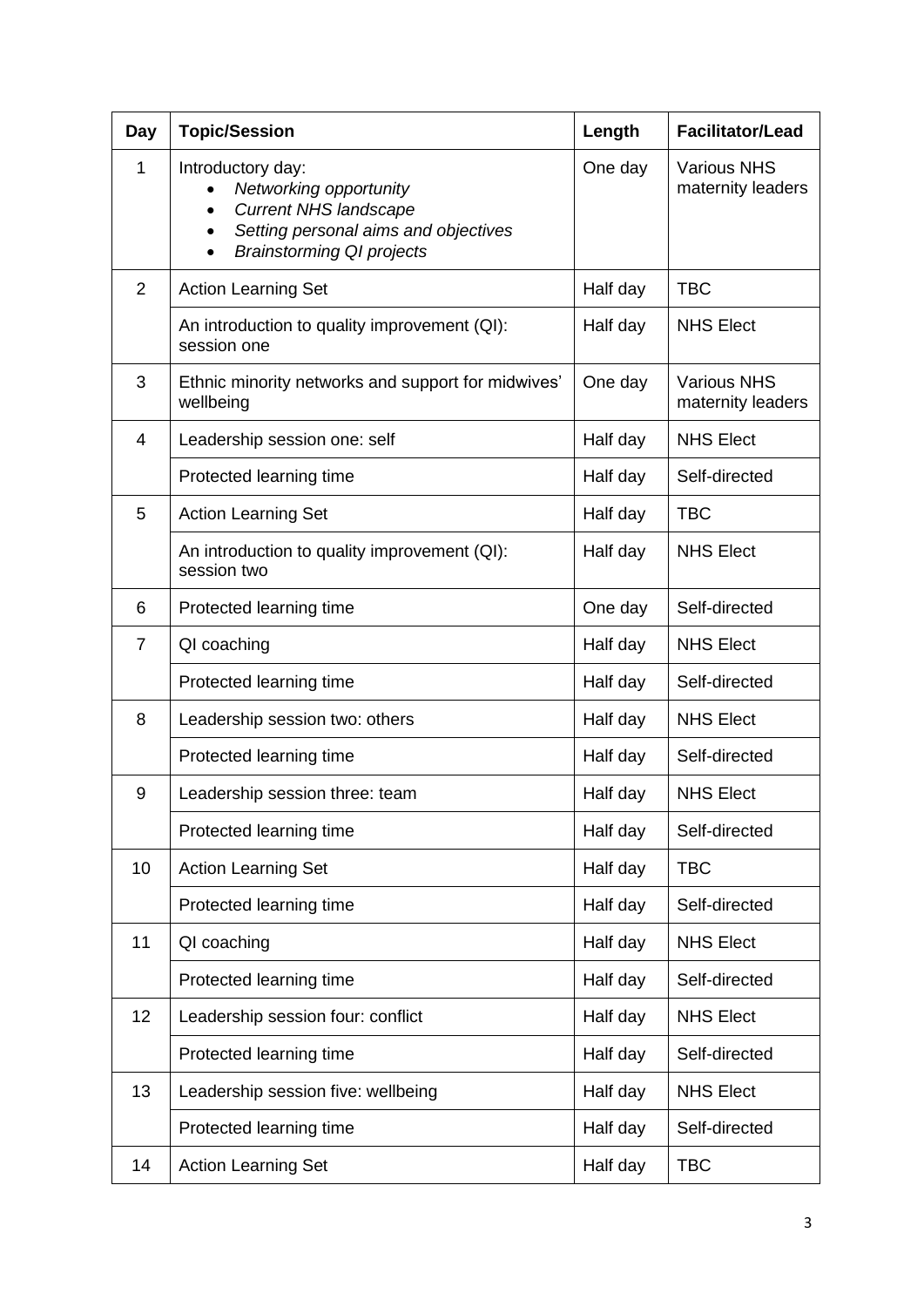| Day | Topic/Session | Length | Facilitator/Lead |
|---|---|---|---|
| 1 | Introductory day:<br>• *Networking opportunity*<br>• *Current NHS landscape*<br>• *Setting personal aims and objectives*<br>• *Brainstorming QI projects* | One day | Various NHS maternity leaders |
| 2 | Action Learning Set | Half day | TBC |
| | An introduction to quality improvement (QI): session one | Half day | NHS Elect |
| 3 | Ethnic minority networks and support for midwives' wellbeing | One day | Various NHS maternity leaders |
| 4 | Leadership session one: self | Half day | NHS Elect |
| | Protected learning time | Half day | Self-directed |
| 5 | Action Learning Set | Half day | TBC |
| | An introduction to quality improvement (QI): session two | Half day | NHS Elect |
| 6 | Protected learning time | One day | Self-directed |
| 7 | QI coaching | Half day | NHS Elect |
| | Protected learning time | Half day | Self-directed |
| 8 | Leadership session two: others | Half day | NHS Elect |
| | Protected learning time | Half day | Self-directed |
| 9 | Leadership session three: team | Half day | NHS Elect |
| | Protected learning time | Half day | Self-directed |
| 10 | Action Learning Set | Half day | TBC |
| | Protected learning time | Half day | Self-directed |
| 11 | QI coaching | Half day | NHS Elect |
| | Protected learning time | Half day | Self-directed |
| 12 | Leadership session four: conflict | Half day | NHS Elect |
| | Protected learning time | Half day | Self-directed |
| 13 | Leadership session five: wellbeing | Half day | NHS Elect |
| | Protected learning time | Half day | Self-directed |
| 14 | Action Learning Set | Half day | TBC |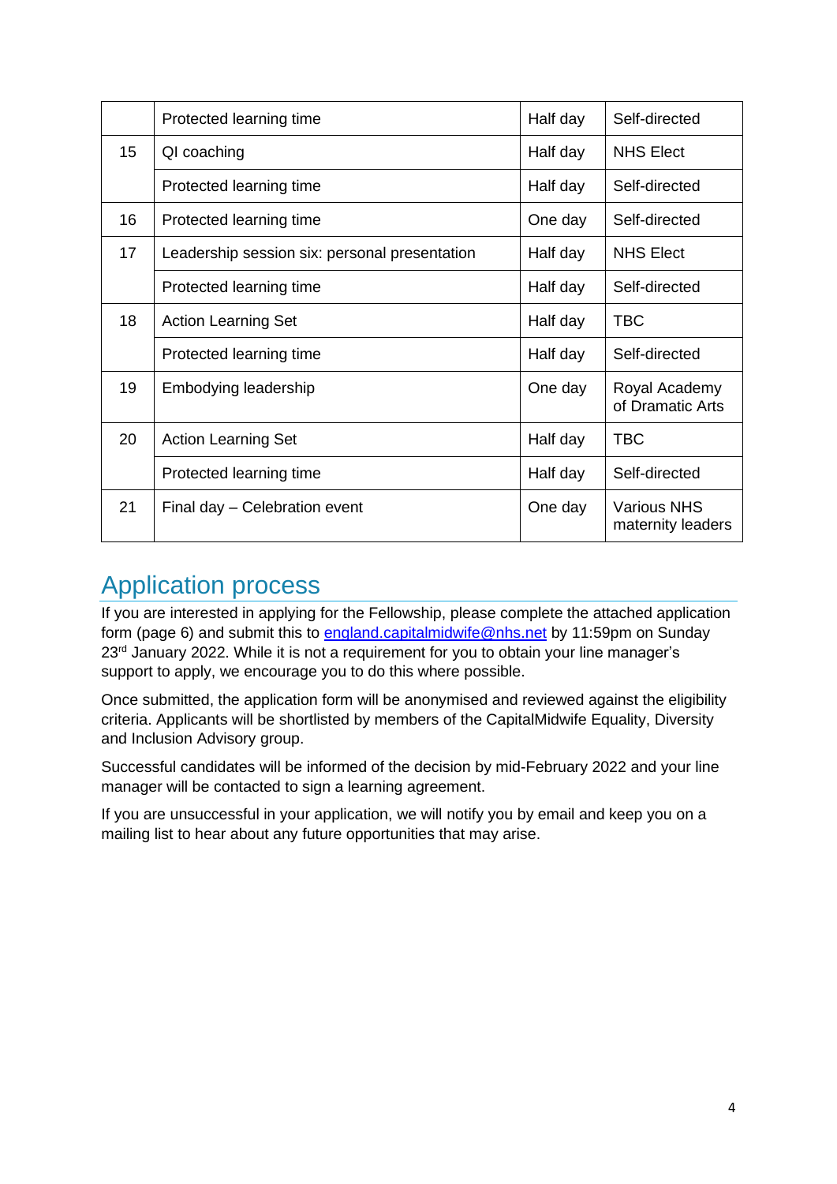| | | | |
|---|---|---|---|
| | Protected learning time | Half day | Self-directed |
| 15 | QI coaching | Half day | NHS Elect |
| | Protected learning time | Half day | Self-directed |
| 16 | Protected learning time | One day | Self-directed |
| 17 | Leadership session six: personal presentation | Half day | NHS Elect |
| | Protected learning time | Half day | Self-directed |
| 18 | Action Learning Set | Half day | TBC |
| | Protected learning time | Half day | Self-directed |
| 19 | Embodying leadership | One day | Royal Academy of Dramatic Arts |
| 20 | Action Learning Set | Half day | TBC |
| | Protected learning time | Half day | Self-directed |
| 21 | Final day – Celebration event | One day | Various NHS maternity leaders |

## Application process

If you are interested in applying for the Fellowship, please complete the attached application form (page 6) and submit this to england.capitalmidwife@nhs.net by 11:59pm on Sunday 23rd January 2022. While it is not a requirement for you to obtain your line manager's support to apply, we encourage you to do this where possible.

Once submitted, the application form will be anonymised and reviewed against the eligibility criteria. Applicants will be shortlisted by members of the CapitalMidwife Equality, Diversity and Inclusion Advisory group.

Successful candidates will be informed of the decision by mid-February 2022 and your line manager will be contacted to sign a learning agreement.

If you are unsuccessful in your application, we will notify you by email and keep you on a mailing list to hear about any future opportunities that may arise.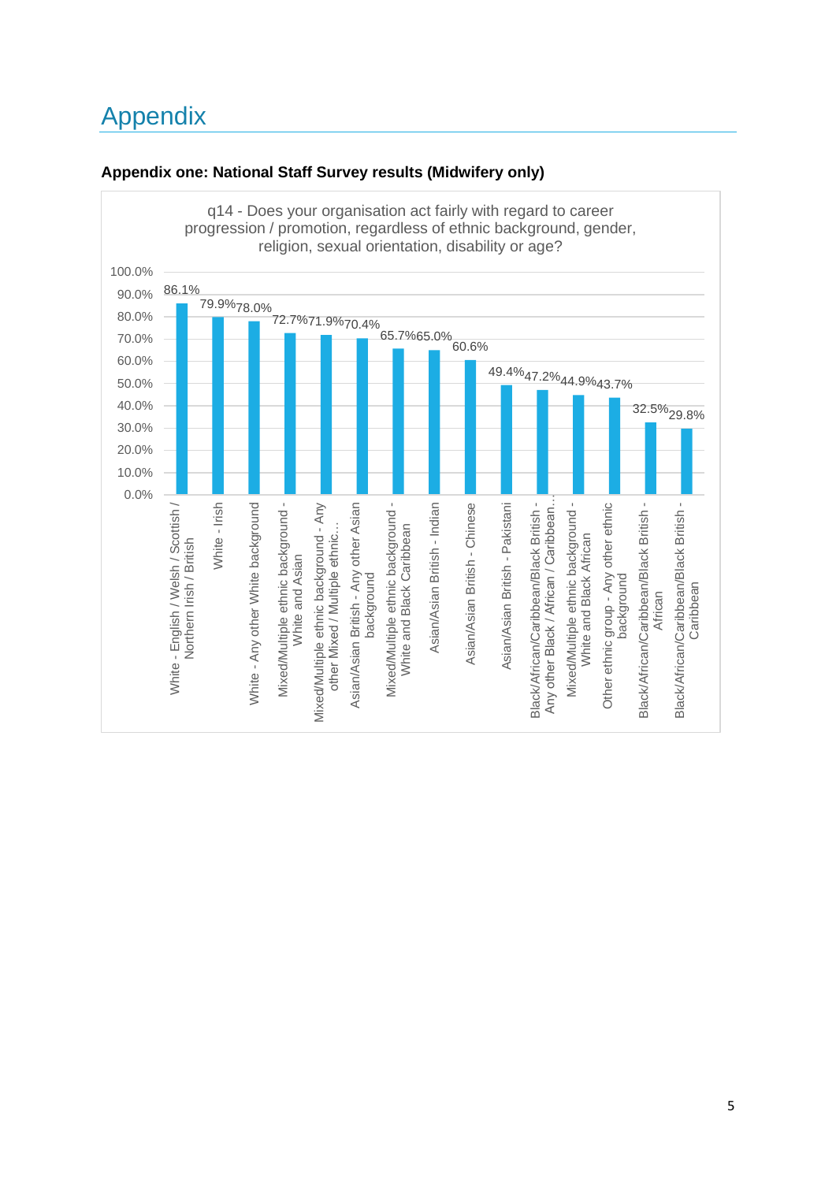# Appendix

**Appendix one: National Staff Survey results (Midwifery only)**

q14 - Does your organisation act fairly with regard to career progression / promotion, regardless of ethnic background, gender, religion, sexual orientation, disability or age?

| Ethnic background | % |
|---|---|
| White - English / Welsh / Scottish / Northern Irish / British | 86.1% |
| White - Irish | 79.9% |
| White - Any other White background | 78.0% |
| Mixed/Multiple ethnic background - White and Asian | 72.7% |
| Mixed/Multiple ethnic background - Any other Mixed / Multiple ethnic... | 71.9% |
| Asian/Asian British - Any other Asian background | 70.4% |
| Mixed/Multiple ethnic background - White and Black Caribbean | 65.7% |
| Asian/Asian British - Indian | 65.0% |
| Asian/Asian British - Chinese | 60.6% |
| Asian/Asian British - Pakistani | 49.4% |
| Black/African/Caribbean/Black British - Any other Black / African / Caribbean... | 47.2% |
| Mixed/Multiple ethnic background - White and Black African | 44.9% |
| Other ethnic group - Any other ethnic background | 43.7% |
| Black/African/Caribbean/Black British - African | 32.5% |
| Black/African/Caribbean/Black British - Caribbean | 29.8% |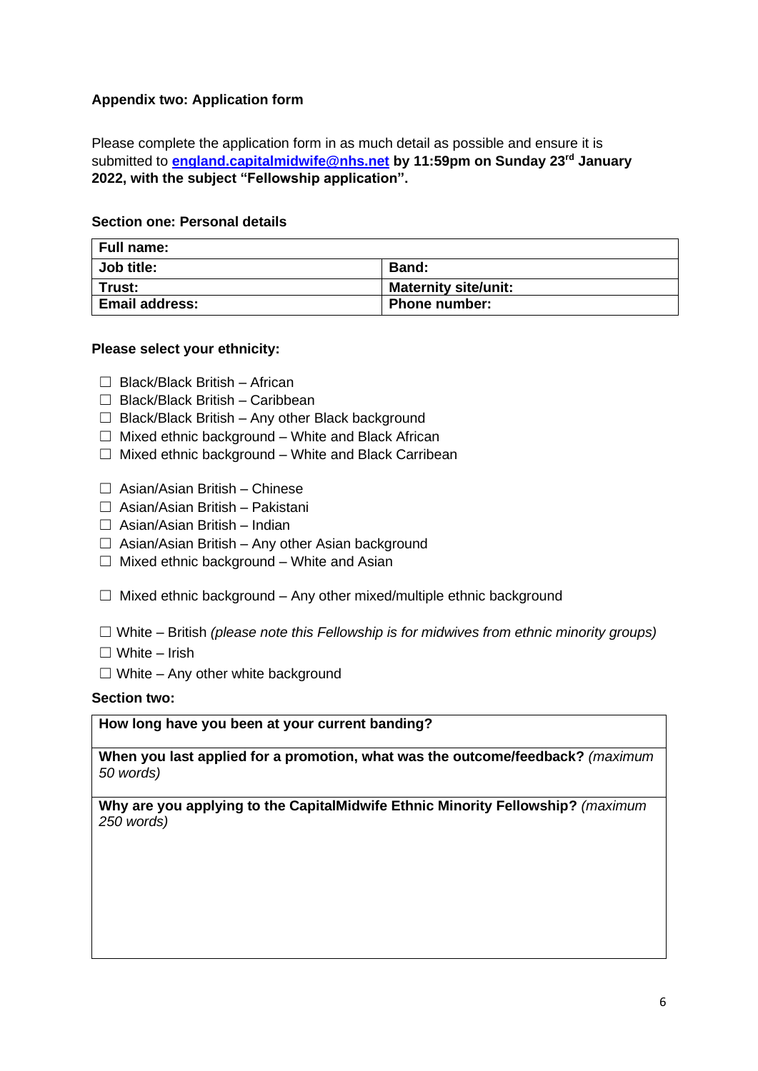**Appendix two: Application form**

Please complete the application form in as much detail as possible and ensure it is submitted to **[england.capitalmidwife@nhs.net](mailto:england.capitalmidwife@nhs.net) by 11:59pm on Sunday 23rd January 2022, with the subject "Fellowship application".**

**Section one: Personal details**

| **Full name:** | |
|---|---|
| **Job title:** | **Band:** |
| **Trust:** | **Maternity site/unit:** |
| **Email address:** | **Phone number:** |

**Please select your ethnicity:**

- ☐ Black/Black British – African
- ☐ Black/Black British – Caribbean
- ☐ Black/Black British – Any other Black background
- ☐ Mixed ethnic background – White and Black African
- ☐ Mixed ethnic background – White and Black Carribean

- ☐ Asian/Asian British – Chinese
- ☐ Asian/Asian British – Pakistani
- ☐ Asian/Asian British – Indian
- ☐ Asian/Asian British – Any other Asian background
- ☐ Mixed ethnic background – White and Asian

- ☐ Mixed ethnic background – Any other mixed/multiple ethnic background

- ☐ White – British *(please note this Fellowship is for midwives from ethnic minority groups)*
- ☐ White – Irish
- ☐ White – Any other white background

**Section two:**

| **How long have you been at your current banding?** |
|---|
| **When you last applied for a promotion, what was the outcome/feedback?** *(maximum 50 words)* |
| **Why are you applying to the CapitalMidwife Ethnic Minority Fellowship?** *(maximum 250 words)* |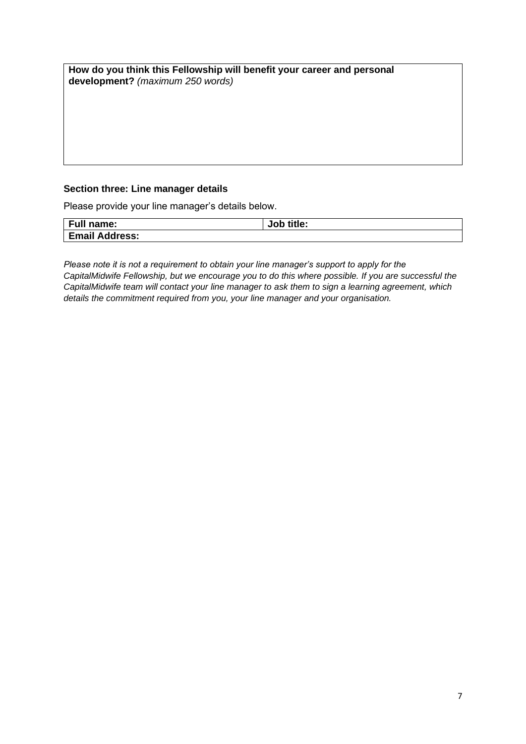| **How do you think this Fellowship will benefit your career and personal development?** *(maximum 250 words)* |
| --- |
| |

### Section three: Line manager details

Please provide your line manager's details below.

| | |
| --- | --- |
| **Full name:** | **Job title:** |
| **Email Address:** | |

*Please note it is not a requirement to obtain your line manager's support to apply for the CapitalMidwife Fellowship, but we encourage you to do this where possible. If you are successful the CapitalMidwife team will contact your line manager to ask them to sign a learning agreement, which details the commitment required from you, your line manager and your organisation.*